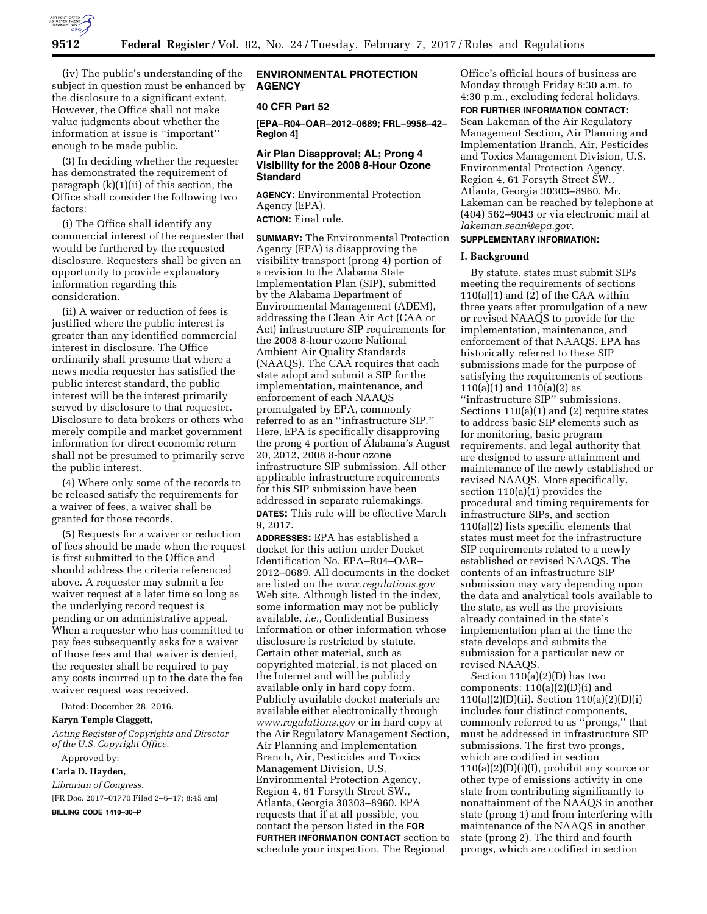(iv) The public's understanding of the subject in question must be enhanced by the disclosure to a significant extent. However, the Office shall not make value judgments about whether the information at issue is ''important'' enough to be made public.

(3) In deciding whether the requester has demonstrated the requirement of paragraph (k)(1)(ii) of this section, the Office shall consider the following two factors:

(i) The Office shall identify any commercial interest of the requester that would be furthered by the requested disclosure. Requesters shall be given an opportunity to provide explanatory information regarding this consideration.

(ii) A waiver or reduction of fees is justified where the public interest is greater than any identified commercial interest in disclosure. The Office ordinarily shall presume that where a news media requester has satisfied the public interest standard, the public interest will be the interest primarily served by disclosure to that requester. Disclosure to data brokers or others who merely compile and market government information for direct economic return shall not be presumed to primarily serve the public interest.

(4) Where only some of the records to be released satisfy the requirements for a waiver of fees, a waiver shall be granted for those records.

(5) Requests for a waiver or reduction of fees should be made when the request is first submitted to the Office and should address the criteria referenced above. A requester may submit a fee waiver request at a later time so long as the underlying record request is pending or on administrative appeal. When a requester who has committed to pay fees subsequently asks for a waiver of those fees and that waiver is denied, the requester shall be required to pay any costs incurred up to the date the fee waiver request was received.

Dated: December 28, 2016.

**Karyn Temple Claggett,**

*Acting Register of Copyrights and Director of the U.S. Copyright Office.*

Approved by:

**Carla D. Hayden,**

*Librarian of Congress.*

[FR Doc. 2017–01770 Filed 2–6–17; 8:45 am]

**BILLING CODE 1410–30–P**

## ENVIRONMENTAL PROTECTION AGENCY

### 40 CFR Part 52

**[EPA–R04–OAR–2012–0689; FRL–9958–42–Region 4]**

### Air Plan Disapproval; AL; Prong 4 Visibility for the 2008 8-Hour Ozone Standard

**AGENCY:** Environmental Protection Agency (EPA).

**ACTION:** Final rule.

**SUMMARY:** The Environmental Protection Agency (EPA) is disapproving the visibility transport (prong 4) portion of a revision to the Alabama State Implementation Plan (SIP), submitted by the Alabama Department of Environmental Management (ADEM), addressing the Clean Air Act (CAA or Act) infrastructure SIP requirements for the 2008 8-hour ozone National Ambient Air Quality Standards (NAAQS). The CAA requires that each state adopt and submit a SIP for the implementation, maintenance, and enforcement of each NAAQS promulgated by EPA, commonly referred to as an ''infrastructure SIP.'' Here, EPA is specifically disapproving the prong 4 portion of Alabama's August 20, 2012, 2008 8-hour ozone infrastructure SIP submission. All other applicable infrastructure requirements for this SIP submission have been addressed in separate rulemakings.

**DATES:** This rule will be effective March 9, 2017.

**ADDRESSES:** EPA has established a docket for this action under Docket Identification No. EPA–R04–OAR–2012–0689. All documents in the docket are listed on the *www.regulations.gov* Web site. Although listed in the index, some information may not be publicly available, *i.e.*, Confidential Business Information or other information whose disclosure is restricted by statute. Certain other material, such as copyrighted material, is not placed on the Internet and will be publicly available only in hard copy form. Publicly available docket materials are available either electronically through *www.regulations.gov* or in hard copy at the Air Regulatory Management Section, Air Planning and Implementation Branch, Air, Pesticides and Toxics Management Division, U.S. Environmental Protection Agency, Region 4, 61 Forsyth Street SW., Atlanta, Georgia 30303–8960. EPA requests that if at all possible, you contact the person listed in the **FOR FURTHER INFORMATION CONTACT** section to schedule your inspection. The Regional Office's official hours of business are Monday through Friday 8:30 a.m. to 4:30 p.m., excluding federal holidays.

**FOR FURTHER INFORMATION CONTACT:** Sean Lakeman of the Air Regulatory Management Section, Air Planning and Implementation Branch, Air, Pesticides and Toxics Management Division, U.S. Environmental Protection Agency, Region 4, 61 Forsyth Street SW., Atlanta, Georgia 30303–8960. Mr. Lakeman can be reached by telephone at (404) 562–9043 or via electronic mail at *lakeman.sean@epa.gov.*

**SUPPLEMENTARY INFORMATION:**

#### I. Background

By statute, states must submit SIPs meeting the requirements of sections 110(a)(1) and (2) of the CAA within three years after promulgation of a new or revised NAAQS to provide for the implementation, maintenance, and enforcement of that NAAQS. EPA has historically referred to these SIP submissions made for the purpose of satisfying the requirements of sections 110(a)(1) and 110(a)(2) as ''infrastructure SIP'' submissions. Sections 110(a)(1) and (2) require states to address basic SIP elements such as for monitoring, basic program requirements, and legal authority that are designed to assure attainment and maintenance of the newly established or revised NAAQS. More specifically, section 110(a)(1) provides the procedural and timing requirements for infrastructure SIPs, and section 110(a)(2) lists specific elements that states must meet for the infrastructure SIP requirements related to a newly established or revised NAAQS. The contents of an infrastructure SIP submission may vary depending upon the data and analytical tools available to the state, as well as the provisions already contained in the state's implementation plan at the time the state develops and submits the submission for a particular new or revised NAAQS.

Section 110(a)(2)(D) has two components: 110(a)(2)(D)(i) and 110(a)(2)(D)(ii). Section 110(a)(2)(D)(i) includes four distinct components, commonly referred to as ''prongs,'' that must be addressed in infrastructure SIP submissions. The first two prongs, which are codified in section 110(a)(2)(D)(i)(I), prohibit any source or other type of emissions activity in one state from contributing significantly to nonattainment of the NAAQS in another state (prong 1) and from interfering with maintenance of the NAAQS in another state (prong 2). The third and fourth prongs, which are codified in section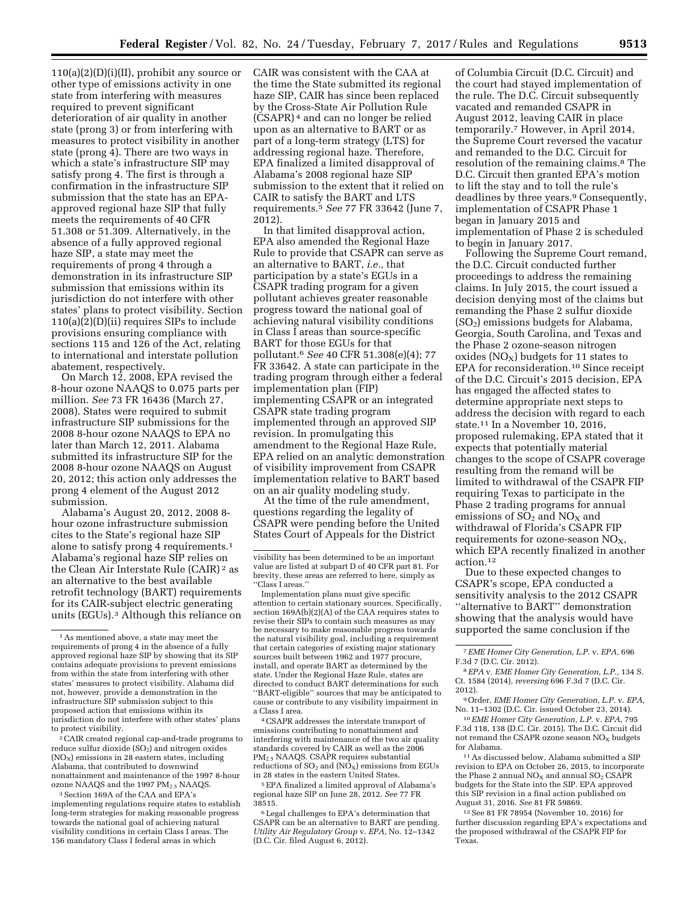110(a)(2)(D)(i)(II), prohibit any source or other type of emissions activity in one state from interfering with measures required to prevent significant deterioration of air quality in another state (prong 3) or from interfering with measures to protect visibility in another state (prong 4). There are two ways in which a state's infrastructure SIP may satisfy prong 4. The first is through a confirmation in the infrastructure SIP submission that the state has an EPA-approved regional haze SIP that fully meets the requirements of 40 CFR 51.308 or 51.309. Alternatively, in the absence of a fully approved regional haze SIP, a state may meet the requirements of prong 4 through a demonstration in its infrastructure SIP submission that emissions within its jurisdiction do not interfere with other states' plans to protect visibility. Section 110(a)(2)(D)(ii) requires SIPs to include provisions ensuring compliance with sections 115 and 126 of the Act, relating to international and interstate pollution abatement, respectively.

On March 12, 2008, EPA revised the 8-hour ozone NAAQS to 0.075 parts per million. *See* 73 FR 16436 (March 27, 2008). States were required to submit infrastructure SIP submissions for the 2008 8-hour ozone NAAQS to EPA no later than March 12, 2011. Alabama submitted its infrastructure SIP for the 2008 8-hour ozone NAAQS on August 20, 2012; this action only addresses the prong 4 element of the August 2012 submission.

Alabama's August 20, 2012, 2008 8-hour ozone infrastructure submission cites to the State's regional haze SIP alone to satisfy prong 4 requirements.[1] Alabama's regional haze SIP relies on the Clean Air Interstate Rule (CAIR)[2] as an alternative to the best available retrofit technology (BART) requirements for its CAIR-subject electric generating units (EGUs).[3] Although this reliance on CAIR was consistent with the CAA at the time the State submitted its regional haze SIP, CAIR has since been replaced by the Cross-State Air Pollution Rule (CSAPR)[4] and can no longer be relied upon as an alternative to BART or as part of a long-term strategy (LTS) for addressing regional haze. Therefore, EPA finalized a limited disapproval of Alabama's 2008 regional haze SIP submission to the extent that it relied on CAIR to satisfy the BART and LTS requirements.[5] *See* 77 FR 33642 (June 7, 2012).

In that limited disapproval action, EPA also amended the Regional Haze Rule to provide that CSAPR can serve as an alternative to BART, *i.e.,* that participation by a state's EGUs in a CSAPR trading program for a given pollutant achieves greater reasonable progress toward the national goal of achieving natural visibility conditions in Class I areas than source-specific BART for those EGUs for that pollutant.[6] *See* 40 CFR 51.308(e)(4); 77 FR 33642. A state can participate in the trading program through either a federal implementation plan (FIP) implementing CSAPR or an integrated CSAPR state trading program implemented through an approved SIP revision. In promulgating this amendment to the Regional Haze Rule, EPA relied on an analytic demonstration of visibility improvement from CSAPR implementation relative to BART based on an air quality modeling study.

At the time of the rule amendment, questions regarding the legality of CSAPR were pending before the United States Court of Appeals for the District of Columbia Circuit (D.C. Circuit) and the court had stayed implementation of the rule. The D.C. Circuit subsequently vacated and remanded CSAPR in August 2012, leaving CAIR in place temporarily.[7] However, in April 2014, the Supreme Court reversed the vacatur and remanded to the D.C. Circuit for resolution of the remaining claims.[8] The D.C. Circuit then granted EPA's motion to lift the stay and to toll the rule's deadlines by three years.[9] Consequently, implementation of CSAPR Phase 1 began in January 2015 and implementation of Phase 2 is scheduled to begin in January 2017.

Following the Supreme Court remand, the D.C. Circuit conducted further proceedings to address the remaining claims. In July 2015, the court issued a decision denying most of the claims but remanding the Phase 2 sulfur dioxide ($SO_2$) emissions budgets for Alabama, Georgia, South Carolina, and Texas and the Phase 2 ozone-season nitrogen oxides ($NO_X$) budgets for 11 states to EPA for reconsideration.[10] Since receipt of the D.C. Circuit's 2015 decision, EPA has engaged the affected states to determine appropriate next steps to address the decision with regard to each state.[11] In a November 10, 2016, proposed rulemaking, EPA stated that it expects that potentially material changes to the scope of CSAPR coverage resulting from the remand will be limited to withdrawal of the CSAPR FIP requiring Texas to participate in the Phase 2 trading programs for annual emissions of $SO_2$ and $NO_X$ and withdrawal of Florida's CSAPR FIP requirements for ozone-season $NO_X$, which EPA recently finalized in another action.[12]

Due to these expected changes to CSAPR's scope, EPA conducted a sensitivity analysis to the 2012 CSAPR "alternative to BART" demonstration showing that the analysis would have supported the same conclusion if the

---

[1] As mentioned above, a state may meet the requirements of prong 4 in the absence of a fully approved regional haze SIP by showing that its SIP contains adequate provisions to prevent emissions from within the state from interfering with other states' measures to protect visibility. Alabama did not, however, provide a demonstration in the infrastructure SIP submission subject to this proposed action that emissions within its jurisdiction do not interfere with other states' plans to protect visibility.

[2] CAIR created regional cap-and-trade programs to reduce sulfur dioxide ($SO_2$) and nitrogen oxides ($NO_X$) emissions in 28 eastern states, including Alabama, that contributed to downwind nonattainment and maintenance of the 1997 8-hour ozone NAAQS and the 1997 $PM_{2.5}$ NAAQS.

[3] Section 169A of the CAA and EPA's implementing regulations require states to establish long-term strategies for making reasonable progress towards the national goal of achieving natural visibility conditions in certain Class I areas. The 156 mandatory Class I federal areas in which visibility has been determined to be an important value are listed at subpart D of 40 CFR part 81. For brevity, these areas are referred to here, simply as "Class I areas."

Implementation plans must give specific attention to certain stationary sources. Specifically, section 169A(b)(2)(A) of the CAA requires states to revise their SIPs to contain such measures as may be necessary to make reasonable progress towards the natural visibility goal, including a requirement that certain categories of existing major stationary sources built between 1962 and 1977 procure, install, and operate BART as determined by the state. Under the Regional Haze Rule, states are directed to conduct BART determinations for such "BART-eligible" sources that may be anticipated to cause or contribute to any visibility impairment in a Class I area.

[4] CSAPR addresses the interstate transport of emissions contributing to nonattainment and interfering with maintenance of the two air quality standards covered by CAIR as well as the 2006 $PM_{2.5}$ NAAQS. CSAPR requires substantial reductions of $SO_2$ and ($NO_X$) emissions from EGUs in 28 states in the eastern United States.

[5] EPA finalized a limited approval of Alabama's regional haze SIP on June 28, 2012. *See* 77 FR 38515.

[6] Legal challenges to EPA's determination that CSAPR can be an alternative to BART are pending. *Utility Air Regulatory Group* v. *EPA,* No. 12–1342 (D.C. Cir. filed August 6, 2012).

[7] *EME Homer City Generation, L.P.* v. *EPA,* 696 F.3d 7 (D.C. Cir. 2012).

[8] *EPA* v. *EME Homer City Generation, L.P.,* 134 S. Ct. 1584 (2014), *reversing* 696 F.3d 7 (D.C. Cir. 2012).

[9] Order, *EME Homer City Generation, L.P.* v. *EPA,* No. 11–1302 (D.C. Cir. issued October 23, 2014).

[10] *EME Homer City Generation, L.P.* v. *EPA,* 795 F.3d 118, 138 (D.C. Cir. 2015). The D.C. Circuit did not remand the CSAPR ozone season $NO_X$ budgets for Alabama.

[11] As discussed below, Alabama submitted a SIP revision to EPA on October 26, 2015, to incorporate the Phase 2 annual $NO_X$ and annual $SO_2$ CSAPR budgets for the State into the SIP. EPA approved this SIP revision in a final action published on August 31, 2016. *See* 81 FR 59869.

[12] See 81 FR 78954 (November 10, 2016) for further discussion regarding EPA's expectations and the proposed withdrawal of the CSAPR FIP for Texas.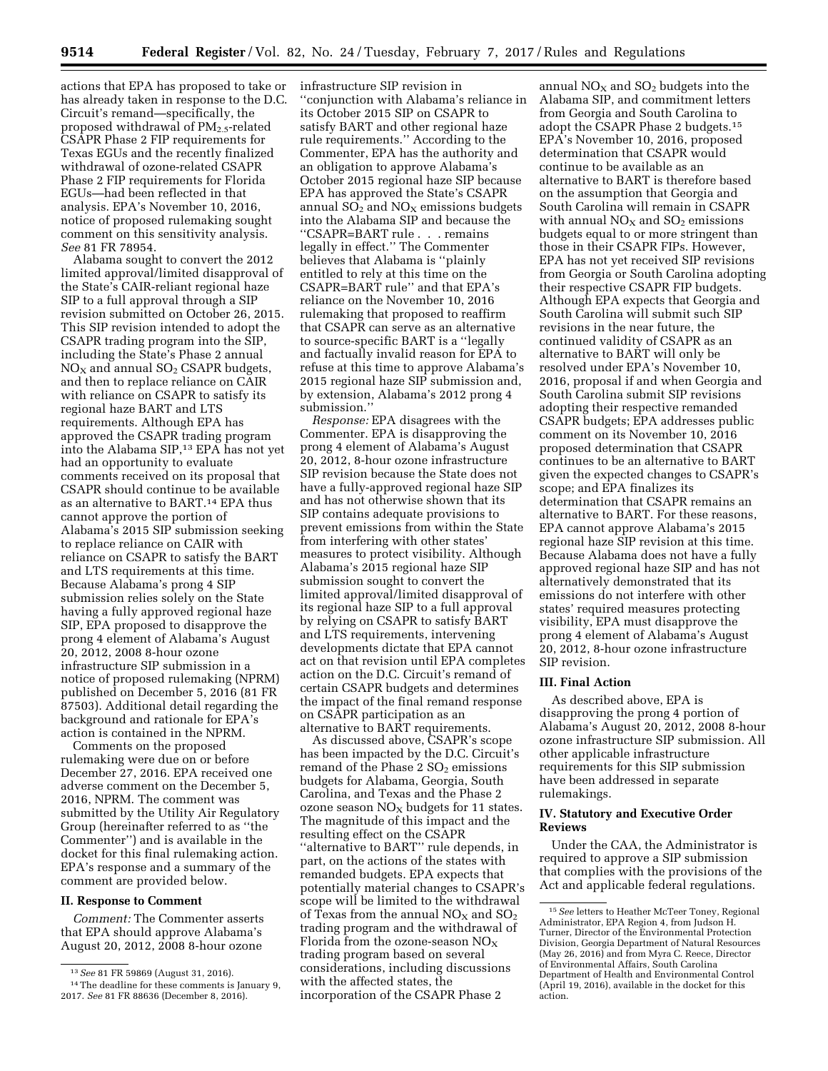actions that EPA has proposed to take or has already taken in response to the D.C. Circuit's remand—specifically, the proposed withdrawal of $PM_{2.5}$-related CSAPR Phase 2 FIP requirements for Texas EGUs and the recently finalized withdrawal of ozone-related CSAPR Phase 2 FIP requirements for Florida EGUs—had been reflected in that analysis. EPA's November 10, 2016, notice of proposed rulemaking sought comment on this sensitivity analysis. *See* 81 FR 78954.

Alabama sought to convert the 2012 limited approval/limited disapproval of the State's CAIR-reliant regional haze SIP to a full approval through a SIP revision submitted on October 26, 2015. This SIP revision intended to adopt the CSAPR trading program into the SIP, including the State's Phase 2 annual $NO_X$ and annual $SO_2$ CSAPR budgets, and then to replace reliance on CAIR with reliance on CSAPR to satisfy its regional haze BART and LTS requirements. Although EPA has approved the CSAPR trading program into the Alabama SIP,[13] EPA has not yet had an opportunity to evaluate comments received on its proposal that CSAPR should continue to be available as an alternative to BART.[14] EPA thus cannot approve the portion of Alabama's 2015 SIP submission seeking to replace reliance on CAIR with reliance on CSAPR to satisfy the BART and LTS requirements at this time. Because Alabama's prong 4 SIP submission relies solely on the State having a fully approved regional haze SIP, EPA proposed to disapprove the prong 4 element of Alabama's August 20, 2012, 2008 8-hour ozone infrastructure SIP submission in a notice of proposed rulemaking (NPRM) published on December 5, 2016 (81 FR 87503). Additional detail regarding the background and rationale for EPA's action is contained in the NPRM.

Comments on the proposed rulemaking were due on or before December 27, 2016. EPA received one adverse comment on the December 5, 2016, NPRM. The comment was submitted by the Utility Air Regulatory Group (hereinafter referred to as "the Commenter") and is available in the docket for this final rulemaking action. EPA's response and a summary of the comment are provided below.

## II. Response to Comment

*Comment:* The Commenter asserts that EPA should approve Alabama's August 20, 2012, 2008 8-hour ozone infrastructure SIP revision in "conjunction with Alabama's reliance in its October 2015 SIP on CSAPR to satisfy BART and other regional haze rule requirements." According to the Commenter, EPA has the authority and an obligation to approve Alabama's October 2015 regional haze SIP because EPA has approved the State's CSAPR annual $SO_2$ and $NO_X$ emissions budgets into the Alabama SIP and because the "CSAPR=BART rule . . . remains legally in effect." The Commenter believes that Alabama is "plainly entitled to rely at this time on the CSAPR=BART rule" and that EPA's reliance on the November 10, 2016 rulemaking that proposed to reaffirm that CSAPR can serve as an alternative to source-specific BART is a "legally and factually invalid reason for EPA to refuse at this time to approve Alabama's 2015 regional haze SIP submission and, by extension, Alabama's 2012 prong 4 submission."

*Response:* EPA disagrees with the Commenter. EPA is disapproving the prong 4 element of Alabama's August 20, 2012, 8-hour ozone infrastructure SIP revision because the State does not have a fully-approved regional haze SIP and has not otherwise shown that its SIP contains adequate provisions to prevent emissions from within the State from interfering with other states' measures to protect visibility. Although Alabama's 2015 regional haze SIP submission sought to convert the limited approval/limited disapproval of its regional haze SIP to a full approval by relying on CSAPR to satisfy BART and LTS requirements, intervening developments dictate that EPA cannot act on that revision until EPA completes action on the D.C. Circuit's remand of certain CSAPR budgets and determines the impact of the final remand response on CSAPR participation as an alternative to BART requirements.

As discussed above, CSAPR's scope has been impacted by the D.C. Circuit's remand of the Phase 2 $SO_2$ emissions budgets for Alabama, Georgia, South Carolina, and Texas and the Phase 2 ozone season $NO_X$ budgets for 11 states. The magnitude of this impact and the resulting effect on the CSAPR "alternative to BART" rule depends, in part, on the actions of the states with remanded budgets. EPA expects that potentially material changes to CSAPR's scope will be limited to the withdrawal of Texas from the annual $NO_X$ and $SO_2$ trading program and the withdrawal of Florida from the ozone-season $NO_X$ trading program based on several considerations, including discussions with the affected states, the incorporation of the CSAPR Phase 2 annual $NO_X$ and $SO_2$ budgets into the Alabama SIP, and commitment letters from Georgia and South Carolina to adopt the CSAPR Phase 2 budgets.[15] EPA's November 10, 2016, proposed determination that CSAPR would continue to be available as an alternative to BART is therefore based on the assumption that Georgia and South Carolina will remain in CSAPR with annual $NO_X$ and $SO_2$ emissions budgets equal to or more stringent than those in their CSAPR FIPs. However, EPA has not yet received SIP revisions from Georgia or South Carolina adopting their respective CSAPR FIP budgets. Although EPA expects that Georgia and South Carolina will submit such SIP revisions in the near future, the continued validity of CSAPR as an alternative to BART will only be resolved under EPA's November 10, 2016, proposal if and when Georgia and South Carolina submit SIP revisions adopting their respective remanded CSAPR budgets; EPA addresses public comment on its November 10, 2016 proposed determination that CSAPR continues to be an alternative to BART given the expected changes to CSAPR's scope; and EPA finalizes its determination that CSAPR remains an alternative to BART. For these reasons, EPA cannot approve Alabama's 2015 regional haze SIP revision at this time. Because Alabama does not have a fully approved regional haze SIP and has not alternatively demonstrated that its emissions do not interfere with other states' required measures protecting visibility, EPA must disapprove the prong 4 element of Alabama's August 20, 2012, 8-hour ozone infrastructure SIP revision.

## III. Final Action

As described above, EPA is disapproving the prong 4 portion of Alabama's August 20, 2012, 2008 8-hour ozone infrastructure SIP submission. All other applicable infrastructure requirements for this SIP submission have been addressed in separate rulemakings.

## IV. Statutory and Executive Order Reviews

Under the CAA, the Administrator is required to approve a SIP submission that complies with the provisions of the Act and applicable federal regulations.

---

[13] *See* 81 FR 59869 (August 31, 2016).

[14] The deadline for these comments is January 9, 2017. *See* 81 FR 88636 (December 8, 2016).

[15] *See* letters to Heather McTeer Toney, Regional Administrator, EPA Region 4, from Judson H. Turner, Director of the Environmental Protection Division, Georgia Department of Natural Resources (May 26, 2016) and from Myra C. Reece, Director of Environmental Affairs, South Carolina Department of Health and Environmental Control (April 19, 2016), available in the docket for this action.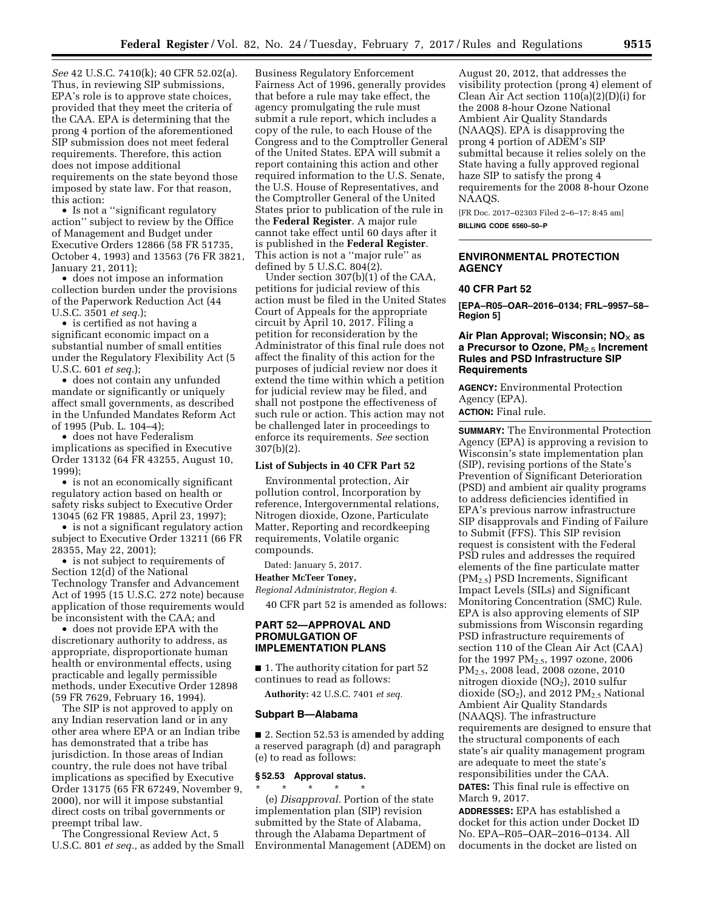*See* 42 U.S.C. 7410(k); 40 CFR 52.02(a). Thus, in reviewing SIP submissions, EPA's role is to approve state choices, provided that they meet the criteria of the CAA. EPA is determining that the prong 4 portion of the aforementioned SIP submission does not meet federal requirements. Therefore, this action does not impose additional requirements on the state beyond those imposed by state law. For that reason, this action:

- Is not a ''significant regulatory action'' subject to review by the Office of Management and Budget under Executive Orders 12866 (58 FR 51735, October 4, 1993) and 13563 (76 FR 3821, January 21, 2011);
- does not impose an information collection burden under the provisions of the Paperwork Reduction Act (44 U.S.C. 3501 *et seq.*);
- is certified as not having a significant economic impact on a substantial number of small entities under the Regulatory Flexibility Act (5 U.S.C. 601 *et seq.*);
- does not contain any unfunded mandate or significantly or uniquely affect small governments, as described in the Unfunded Mandates Reform Act of 1995 (Pub. L. 104–4);
- does not have Federalism implications as specified in Executive Order 13132 (64 FR 43255, August 10, 1999);
- is not an economically significant regulatory action based on health or safety risks subject to Executive Order 13045 (62 FR 19885, April 23, 1997);
- is not a significant regulatory action subject to Executive Order 13211 (66 FR 28355, May 22, 2001);
- is not subject to requirements of Section 12(d) of the National Technology Transfer and Advancement Act of 1995 (15 U.S.C. 272 note) because application of those requirements would be inconsistent with the CAA; and
- does not provide EPA with the discretionary authority to address, as appropriate, disproportionate human health or environmental effects, using practicable and legally permissible methods, under Executive Order 12898 (59 FR 7629, February 16, 1994).

The SIP is not approved to apply on any Indian reservation land or in any other area where EPA or an Indian tribe has demonstrated that a tribe has jurisdiction. In those areas of Indian country, the rule does not have tribal implications as specified by Executive Order 13175 (65 FR 67249, November 9, 2000), nor will it impose substantial direct costs on tribal governments or preempt tribal law.

The Congressional Review Act, 5 U.S.C. 801 *et seq.,* as added by the Small Business Regulatory Enforcement Fairness Act of 1996, generally provides that before a rule may take effect, the agency promulgating the rule must submit a rule report, which includes a copy of the rule, to each House of the Congress and to the Comptroller General of the United States. EPA will submit a report containing this action and other required information to the U.S. Senate, the U.S. House of Representatives, and the Comptroller General of the United States prior to publication of the rule in the **Federal Register**. A major rule cannot take effect until 60 days after it is published in the **Federal Register**. This action is not a ''major rule'' as defined by 5 U.S.C. 804(2).

Under section 307(b)(1) of the CAA, petitions for judicial review of this action must be filed in the United States Court of Appeals for the appropriate circuit by April 10, 2017. Filing a petition for reconsideration by the Administrator of this final rule does not affect the finality of this action for the purposes of judicial review nor does it extend the time within which a petition for judicial review may be filed, and shall not postpone the effectiveness of such rule or action. This action may not be challenged later in proceedings to enforce its requirements. *See* section 307(b)(2).

### List of Subjects in 40 CFR Part 52

Environmental protection, Air pollution control, Incorporation by reference, Intergovernmental relations, Nitrogen dioxide, Ozone, Particulate Matter, Reporting and recordkeeping requirements, Volatile organic compounds.

Dated: January 5, 2017.

**Heather McTeer Toney,**

*Regional Administrator, Region 4.*

40 CFR part 52 is amended as follows:

## PART 52—APPROVAL AND PROMULGATION OF IMPLEMENTATION PLANS

■ 1. The authority citation for part 52 continues to read as follows:

**Authority:** 42 U.S.C. 7401 *et seq.*

### Subpart B—Alabama

■ 2. Section 52.53 is amended by adding a reserved paragraph (d) and paragraph (e) to read as follows:

#### § 52.53 Approval status.

\* \* \* \* \*

(e) *Disapproval.* Portion of the state implementation plan (SIP) revision submitted by the State of Alabama, through the Alabama Department of Environmental Management (ADEM) on August 20, 2012, that addresses the visibility protection (prong 4) element of Clean Air Act section 110(a)(2)(D)(i) for the 2008 8-hour Ozone National Ambient Air Quality Standards (NAAQS). EPA is disapproving the prong 4 portion of ADEM's SIP submittal because it relies solely on the State having a fully approved regional haze SIP to satisfy the prong 4 requirements for the 2008 8-hour Ozone NAAQS.

[FR Doc. 2017–02303 Filed 2–6–17; 8:45 am]

**BILLING CODE 6560–50–P**

---

## ENVIRONMENTAL PROTECTION AGENCY

### 40 CFR Part 52

**[EPA–R05–OAR–2016–0134; FRL–9957–58–Region 5]**

### Air Plan Approval; Wisconsin; $NO_X$ as a Precursor to Ozone, $PM_{2.5}$ Increment Rules and PSD Infrastructure SIP Requirements

**AGENCY:** Environmental Protection Agency (EPA).

**ACTION:** Final rule.

**SUMMARY:** The Environmental Protection Agency (EPA) is approving a revision to Wisconsin's state implementation plan (SIP), revising portions of the State's Prevention of Significant Deterioration (PSD) and ambient air quality programs to address deficiencies identified in EPA's previous narrow infrastructure SIP disapprovals and Finding of Failure to Submit (FFS). This SIP revision request is consistent with the Federal PSD rules and addresses the required elements of the fine particulate matter ($PM_{2.5}$) PSD Increments, Significant Impact Levels (SILs) and Significant Monitoring Concentration (SMC) Rule. EPA is also approving elements of SIP submissions from Wisconsin regarding PSD infrastructure requirements of section 110 of the Clean Air Act (CAA) for the 1997 $PM_{2.5}$, 1997 ozone, 2006 $PM_{2.5}$, 2008 lead, 2008 ozone, 2010 nitrogen dioxide ($NO_2$), 2010 sulfur dioxide ($SO_2$), and 2012 $PM_{2.5}$ National Ambient Air Quality Standards (NAAQS). The infrastructure requirements are designed to ensure that the structural components of each state's air quality management program are adequate to meet the state's responsibilities under the CAA.

**DATES:** This final rule is effective on March 9, 2017.

**ADDRESSES:** EPA has established a docket for this action under Docket ID No. EPA–R05–OAR–2016–0134. All documents in the docket are listed on